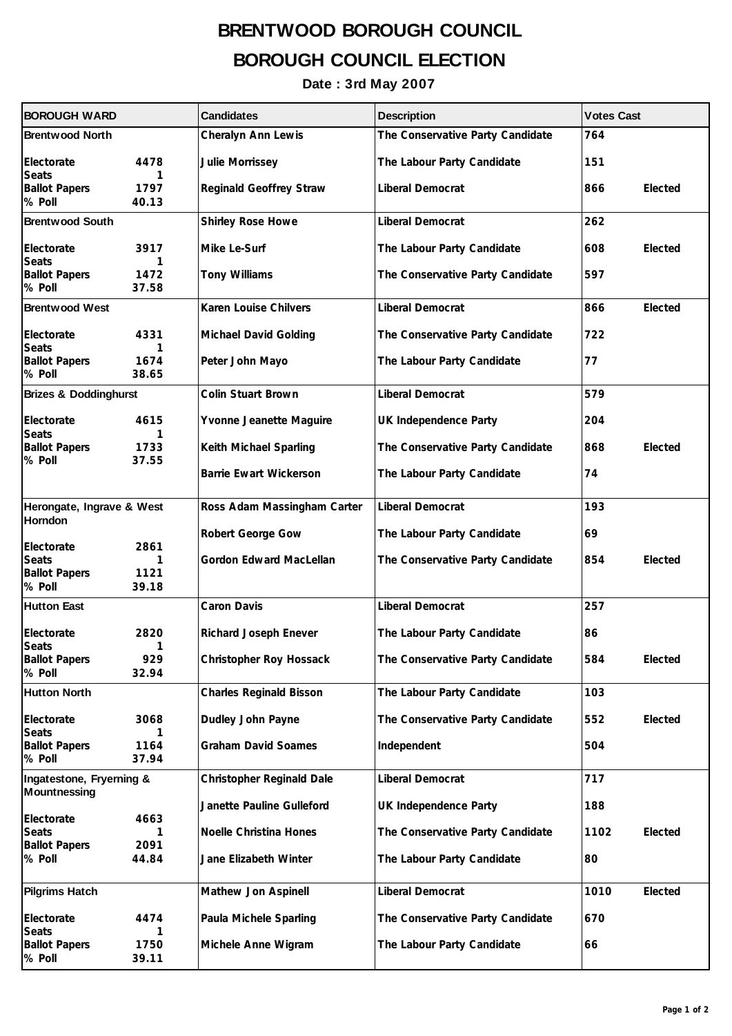# BRENTWOOD BOROUGH COUNCIL

# BOROUGH COUNCIL ELECTION

**Date : 3rd May 2007**

| BOROUGH WARD | | Candidates | Description | Votes Cast | |
|---|---|---|---|---|---|
| Brentwood North | | Cheralyn Ann Lewis | The Conservative Party Candidate | 764 | |
| Electorate | 4478 | Julie Morrissey | The Labour Party Candidate | 151 | |
| Seats | 1 | | | | |
| Ballot Papers | 1797 | Reginald Geoffrey Straw | Liberal Democrat | 866 | Elected |
| % Poll | 40.13 | | | | |
| Brentwood South | | Shirley Rose Howe | Liberal Democrat | 262 | |
| Electorate | 3917 | Mike Le-Surf | The Labour Party Candidate | 608 | Elected |
| Seats | 1 | | | | |
| Ballot Papers | 1472 | Tony Williams | The Conservative Party Candidate | 597 | |
| % Poll | 37.58 | | | | |
| Brentwood West | | Karen Louise Chilvers | Liberal Democrat | 866 | Elected |
| Electorate | 4331 | Michael David Golding | The Conservative Party Candidate | 722 | |
| Seats | 1 | | | | |
| Ballot Papers | 1674 | Peter John Mayo | The Labour Party Candidate | 77 | |
| % Poll | 38.65 | | | | |
| Brizes & Doddinghurst | | Colin Stuart Brown | Liberal Democrat | 579 | |
| Electorate | 4615 | Yvonne Jeanette Maguire | UK Independence Party | 204 | |
| Seats | 1 | | | | |
| Ballot Papers | 1733 | Keith Michael Sparling | The Conservative Party Candidate | 868 | Elected |
| % Poll | 37.55 | | | | |
| | | Barrie Ewart Wickerson | The Labour Party Candidate | 74 | |
| Herongate, Ingrave & West Horndon | | Ross Adam Massingham Carter | Liberal Democrat | 193 | |
| | | Robert George Gow | The Labour Party Candidate | 69 | |
| Electorate | 2861 | | | | |
| Seats | 1 | Gordon Edward MacLellan | The Conservative Party Candidate | 854 | Elected |
| Ballot Papers | 1121 | | | | |
| % Poll | 39.18 | | | | |
| Hutton East | | Caron Davis | Liberal Democrat | 257 | |
| Electorate | 2820 | Richard Joseph Enever | The Labour Party Candidate | 86 | |
| Seats | 1 | | | | |
| Ballot Papers | 929 | Christopher Roy Hossack | The Conservative Party Candidate | 584 | Elected |
| % Poll | 32.94 | | | | |
| Hutton North | | Charles Reginald Bisson | The Labour Party Candidate | 103 | |
| Electorate | 3068 | Dudley John Payne | The Conservative Party Candidate | 552 | Elected |
| Seats | 1 | | | | |
| Ballot Papers | 1164 | Graham David Soames | Independent | 504 | |
| % Poll | 37.94 | | | | |
| Ingatestone, Fryerning & Mountnessing | | Christopher Reginald Dale | Liberal Democrat | 717 | |
| | | Janette Pauline Gulleford | UK Independence Party | 188 | |
| Electorate | 4663 | | | | |
| Seats | 1 | Noelle Christina Hones | The Conservative Party Candidate | 1102 | Elected |
| Ballot Papers | 2091 | | | | |
| % Poll | 44.84 | Jane Elizabeth Winter | The Labour Party Candidate | 80 | |
| Pilgrims Hatch | | Mathew Jon Aspinell | Liberal Democrat | 1010 | Elected |
| Electorate | 4474 | Paula Michele Sparling | The Conservative Party Candidate | 670 | |
| Seats | 1 | | | | |
| Ballot Papers | 1750 | Michele Anne Wigram | The Labour Party Candidate | 66 | |
| % Poll | 39.11 | | | | |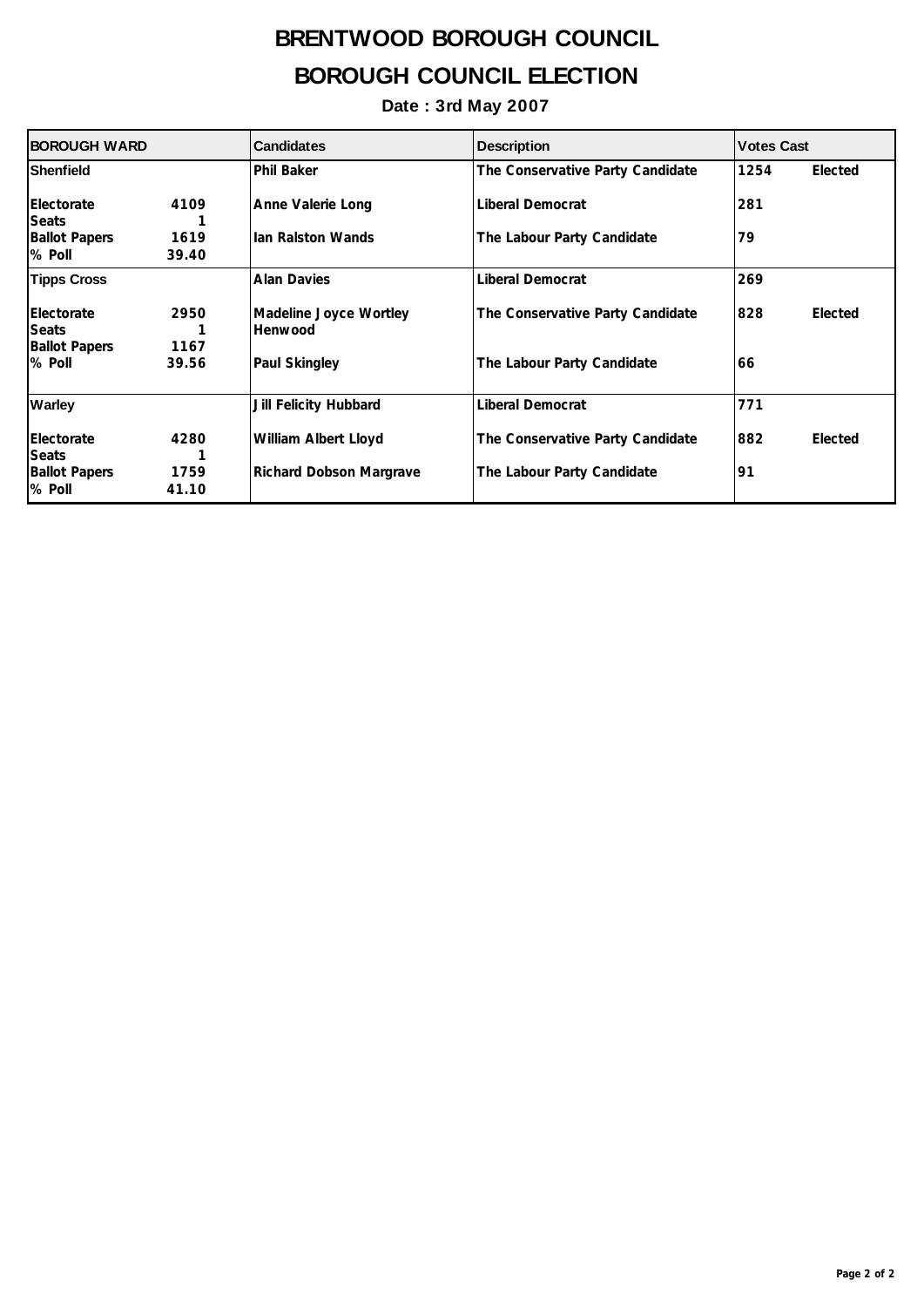# BRENTWOOD BOROUGH COUNCIL

## BOROUGH COUNCIL ELECTION

**Date : 3rd May 2007**

| BOROUGH WARD | | Candidates | Description | Votes Cast | |
|---|---|---|---|---|---|
| **Shenfield** | | Phil Baker | The Conservative Party Candidate | 1254 | Elected |
| Electorate | 4109 | Anne Valerie Long | Liberal Democrat | 281 | |
| Seats | 1 | | | | |
| Ballot Papers | 1619 | Ian Ralston Wands | The Labour Party Candidate | 79 | |
| % Poll | 39.40 | | | | |
| **Tipps Cross** | | Alan Davies | Liberal Democrat | 269 | |
| Electorate | 2950 | Madeline Joyce Wortley Henwood | The Conservative Party Candidate | 828 | Elected |
| Seats | 1 | | | | |
| Ballot Papers | 1167 | | | | |
| % Poll | 39.56 | Paul Skingley | The Labour Party Candidate | 66 | |
| **Warley** | | Jill Felicity Hubbard | Liberal Democrat | 771 | |
| Electorate | 4280 | William Albert Lloyd | The Conservative Party Candidate | 882 | Elected |
| Seats | 1 | | | | |
| Ballot Papers | 1759 | Richard Dobson Margrave | The Labour Party Candidate | 91 | |
| % Poll | 41.10 | | | | |